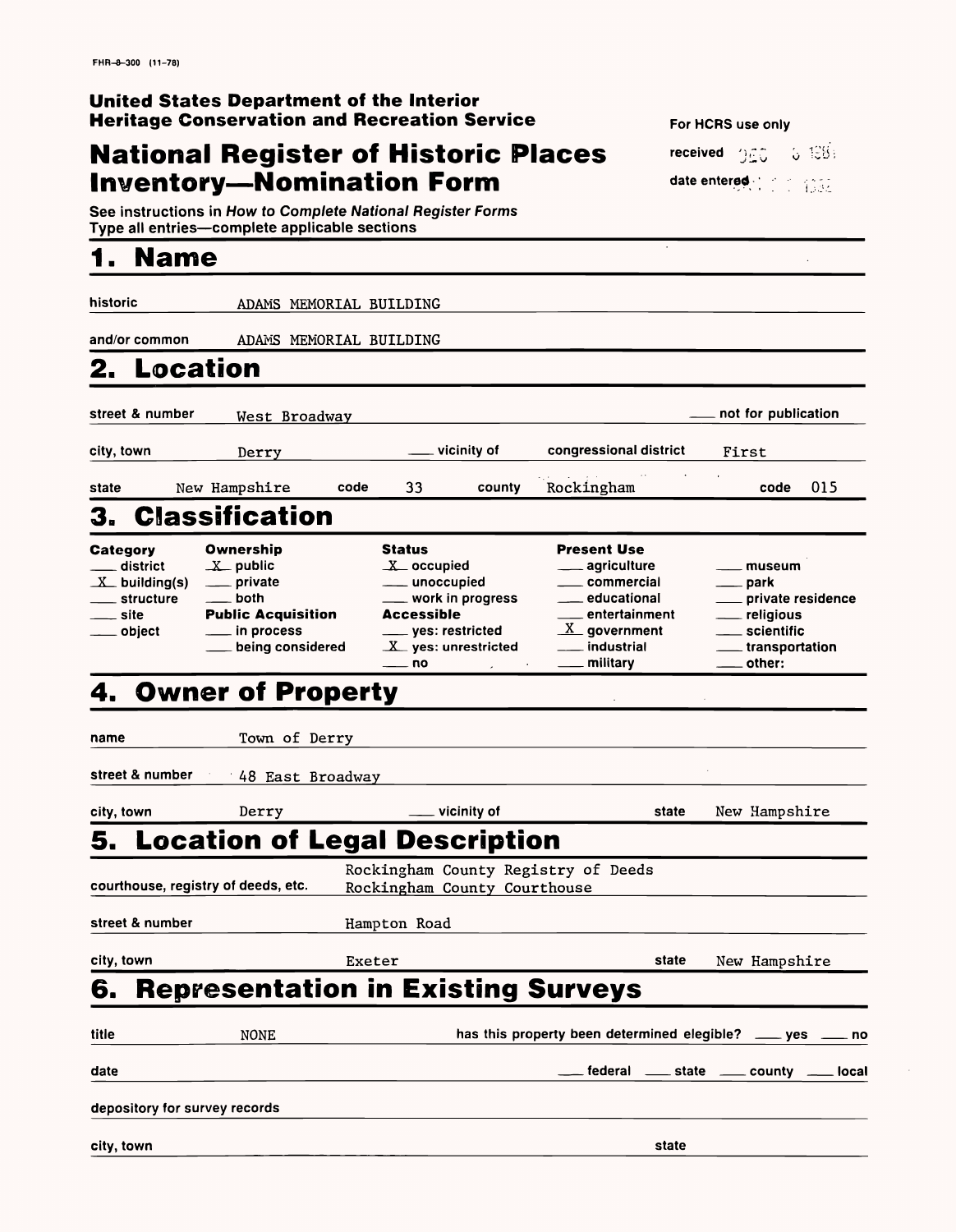FHR-8-300 (11-78)

**United States Department of the Interior**
**Heritage Conservation and Recreation Service**

# National Register of Historic Places Inventory—Nomination Form

For HCRS use only

received DEC 6 1981

date entered

See instructions in *How to Complete National Register Forms*
Type all entries—complete applicable sections

## 1. Name

historic ADAMS MEMORIAL BUILDING

and/or common ADAMS MEMORIAL BUILDING

## 2. Location

street & number West Broadway ___ not for publication

city, town Derry ___ vicinity of congressional district First

state New Hampshire code 33 county Rockingham code 015

## 3. Classification

| Category | Ownership | Status | Present Use | |
|---|---|---|---|---|
| ___ district | X public | X occupied | ___ agriculture | ___ museum |
| X building(s) | ___ private | ___ unoccupied | ___ commercial | ___ park |
| ___ structure | ___ both | ___ work in progress | ___ educational | ___ private residence |
| ___ site | **Public Acquisition** | **Accessible** | ___ entertainment | ___ religious |
| ___ object | ___ in process | ___ yes: restricted | X government | ___ scientific |
| | ___ being considered | X yes: unrestricted | ___ industrial | ___ transportation |
| | | ___ no | ___ military | ___ other: |

## 4. Owner of Property

name Town of Derry

street & number 48 East Broadway

city, town Derry ___ vicinity of state New Hampshire

## 5. Location of Legal Description

courthouse, registry of deeds, etc. Rockingham County Registry of Deeds
Rockingham County Courthouse

street & number Hampton Road

city, town Exeter state New Hampshire

## 6. Representation in Existing Surveys

title NONE has this property been determined elegible? ___ yes ___ no

date ___ federal ___ state ___ county ___ local

depository for survey records

city, town state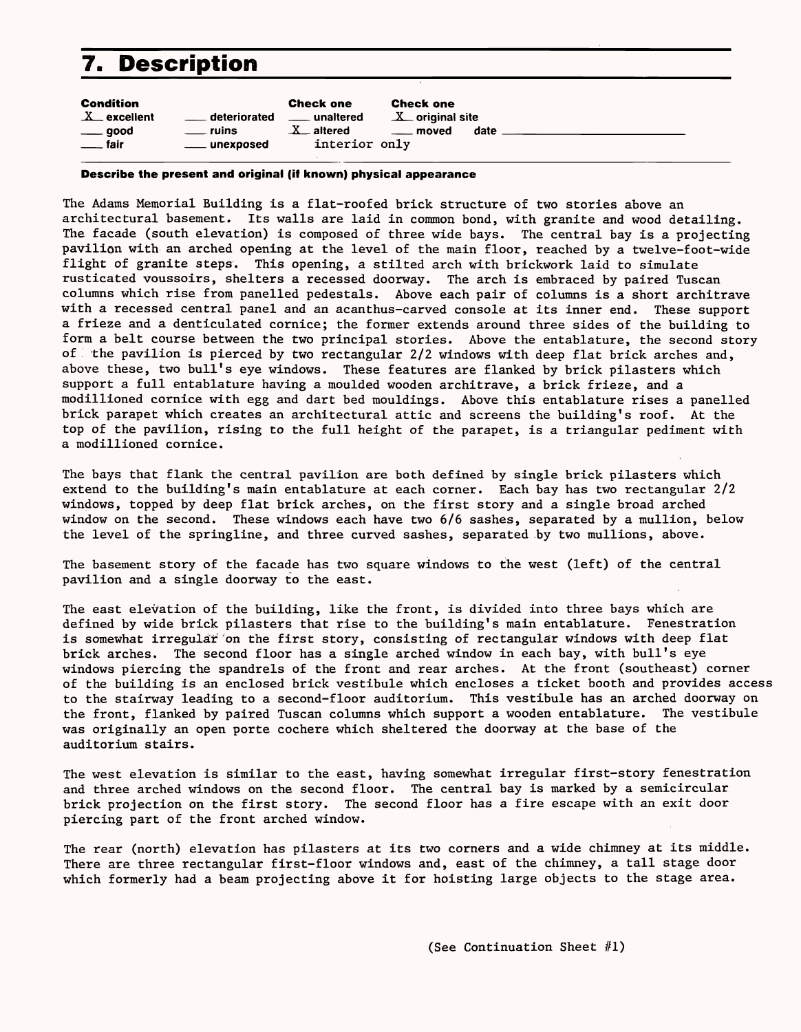## 7. Description

| Condition | | Check one | Check one |
|---|---|---|---|
| X excellent | ___ deteriorated | ___ unaltered | X original site |
| ___ good | ___ ruins | X altered | ___ moved date ___ |
| ___ fair | ___ unexposed | interior only | |

**Describe the present and original (if known) physical appearance**

The Adams Memorial Building is a flat-roofed brick structure of two stories above an architectural basement. Its walls are laid in common bond, with granite and wood detailing. The facade (south elevation) is composed of three wide bays. The central bay is a projecting pavilion with an arched opening at the level of the main floor, reached by a twelve-foot-wide flight of granite steps. This opening, a stilted arch with brickwork laid to simulate rusticated voussoirs, shelters a recessed doorway. The arch is embraced by paired Tuscan columns which rise from panelled pedestals. Above each pair of columns is a short architrave with a recessed central panel and an acanthus-carved console at its inner end. These support a frieze and a denticulated cornice; the former extends around three sides of the building to form a belt course between the two principal stories. Above the entablature, the second story of the pavilion is pierced by two rectangular 2/2 windows with deep flat brick arches and, above these, two bull's eye windows. These features are flanked by brick pilasters which support a full entablature having a moulded wooden architrave, a brick frieze, and a modillioned cornice with egg and dart bed mouldings. Above this entablature rises a panelled brick parapet which creates an architectural attic and screens the building's roof. At the top of the pavilion, rising to the full height of the parapet, is a triangular pediment with a modillioned cornice.

The bays that flank the central pavilion are both defined by single brick pilasters which extend to the building's main entablature at each corner. Each bay has two rectangular 2/2 windows, topped by deep flat brick arches, on the first story and a single broad arched window on the second. These windows each have two 6/6 sashes, separated by a mullion, below the level of the springline, and three curved sashes, separated by two mullions, above.

The basement story of the facade has two square windows to the west (left) of the central pavilion and a single doorway to the east.

The east elevation of the building, like the front, is divided into three bays which are defined by wide brick pilasters that rise to the building's main entablature. Fenestration is somewhat irregular on the first story, consisting of rectangular windows with deep flat brick arches. The second floor has a single arched window in each bay, with bull's eye windows piercing the spandrels of the front and rear arches. At the front (southeast) corner of the building is an enclosed brick vestibule which encloses a ticket booth and provides access to the stairway leading to a second-floor auditorium. This vestibule has an arched doorway on the front, flanked by paired Tuscan columns which support a wooden entablature. The vestibule was originally an open porte cochere which sheltered the doorway at the base of the auditorium stairs.

The west elevation is similar to the east, having somewhat irregular first-story fenestration and three arched windows on the second floor. The central bay is marked by a semicircular brick projection on the first story. The second floor has a fire escape with an exit door piercing part of the front arched window.

The rear (north) elevation has pilasters at its two corners and a wide chimney at its middle. There are three rectangular first-floor windows and, east of the chimney, a tall stage door which formerly had a beam projecting above it for hoisting large objects to the stage area.

(See Continuation Sheet #1)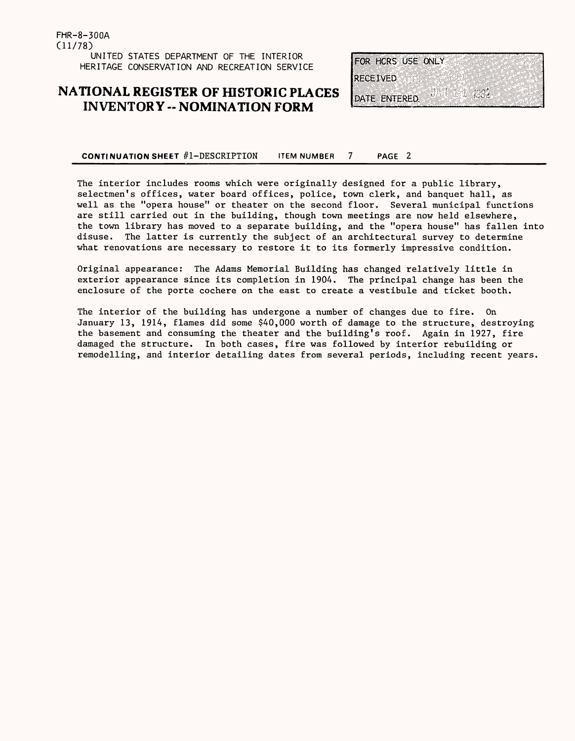FHR-8-300A
(11/78)

UNITED STATES DEPARTMENT OF THE INTERIOR
HERITAGE CONSERVATION AND RECREATION SERVICE

# NATIONAL REGISTER OF HISTORIC PLACES INVENTORY -- NOMINATION FORM

FOR HCRS USE ONLY
RECEIVED
DATE ENTERED

**CONTINUATION SHEET** #1-DESCRIPTION **ITEM NUMBER** 7 **PAGE** 2

The interior includes rooms which were originally designed for a public library, selectmen's offices, water board offices, police, town clerk, and banquet hall, as well as the "opera house" or theater on the second floor. Several municipal functions are still carried out in the building, though town meetings are now held elsewhere, the town library has moved to a separate building, and the "opera house" has fallen into disuse. The latter is currently the subject of an architectural survey to determine what renovations are necessary to restore it to its formerly impressive condition.

Original appearance: The Adams Memorial Building has changed relatively little in exterior appearance since its completion in 1904. The principal change has been the enclosure of the porte cochere on the east to create a vestibule and ticket booth.

The interior of the building has undergone a number of changes due to fire. On January 13, 1914, flames did some $40,000 worth of damage to the structure, destroying the basement and consuming the theater and the building's roof. Again in 1927, fire damaged the structure. In both cases, fire was followed by interior rebuilding or remodelling, and interior detailing dates from several periods, including recent years.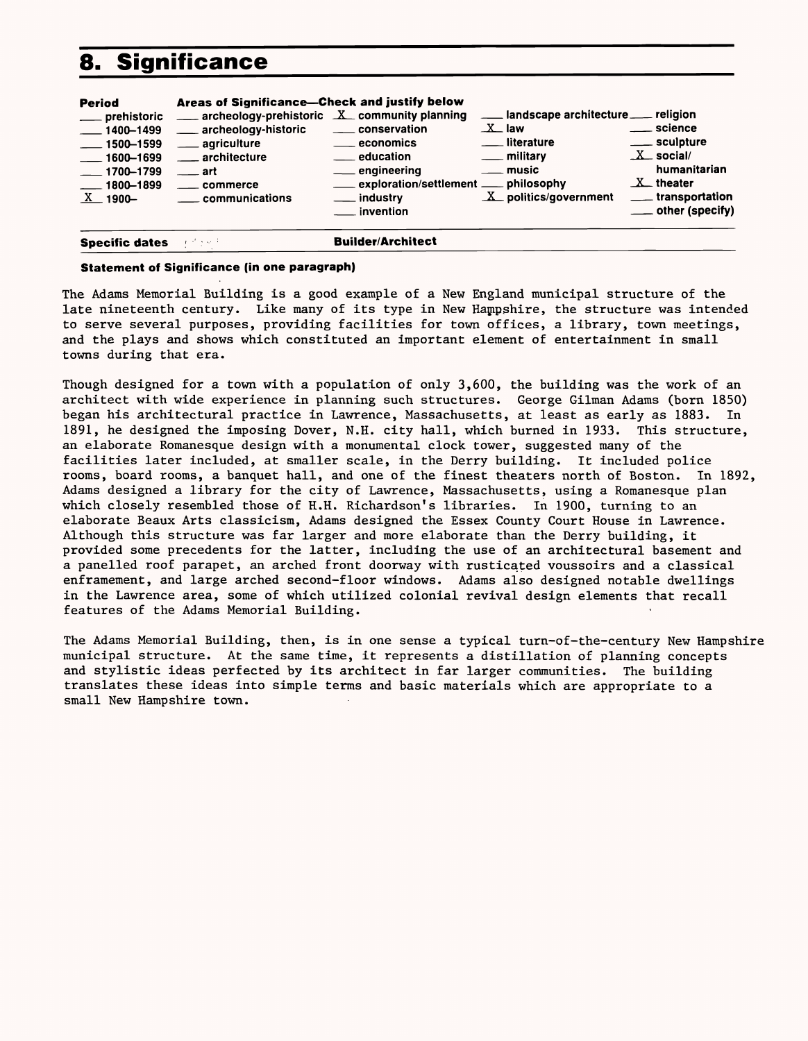# 8. Significance

| Period | Areas of Significance—Check and justify below | | | |
|---|---|---|---|---|
| ___ prehistoric | ___ archeology-prehistoric | X community planning | ___ landscape architecture | ___ religion |
| ___ 1400–1499 | ___ archeology-historic | ___ conservation | X law | ___ science |
| ___ 1500–1599 | ___ agriculture | ___ economics | ___ literature | ___ sculpture |
| ___ 1600–1699 | ___ architecture | ___ education | ___ military | X social/ humanitarian |
| ___ 1700–1799 | ___ art | ___ engineering | ___ music | X theater |
| ___ 1800–1899 | ___ commerce | ___ exploration/settlement | ___ philosophy | ___ transportation |
| X 1900– | ___ communications | ___ industry | X politics/government | ___ other (specify) |
| | | ___ invention | | |

**Specific dates** | **Builder/Architect**

**Statement of Significance (in one paragraph)**

The Adams Memorial Building is a good example of a New England municipal structure of the late nineteenth century. Like many of its type in New Hampshire, the structure was intended to serve several purposes, providing facilities for town offices, a library, town meetings, and the plays and shows which constituted an important element of entertainment in small towns during that era.

Though designed for a town with a population of only 3,600, the building was the work of an architect with wide experience in planning such structures. George Gilman Adams (born 1850) began his architectural practice in Lawrence, Massachusetts, at least as early as 1883. In 1891, he designed the imposing Dover, N.H. city hall, which burned in 1933. This structure, an elaborate Romanesque design with a monumental clock tower, suggested many of the facilities later included, at smaller scale, in the Derry building. It included police rooms, board rooms, a banquet hall, and one of the finest theaters north of Boston. In 1892, Adams designed a library for the city of Lawrence, Massachusetts, using a Romanesque plan which closely resembled those of H.H. Richardson's libraries. In 1900, turning to an elaborate Beaux Arts classicism, Adams designed the Essex County Court House in Lawrence. Although this structure was far larger and more elaborate than the Derry building, it provided some precedents for the latter, including the use of an architectural basement and a panelled roof parapet, an arched front doorway with rusticated voussoirs and a classical enframement, and large arched second-floor windows. Adams also designed notable dwellings in the Lawrence area, some of which utilized colonial revival design elements that recall features of the Adams Memorial Building.

The Adams Memorial Building, then, is in one sense a typical turn-of-the-century New Hampshire municipal structure. At the same time, it represents a distillation of planning concepts and stylistic ideas perfected by its architect in far larger communities. The building translates these ideas into simple terms and basic materials which are appropriate to a small New Hampshire town.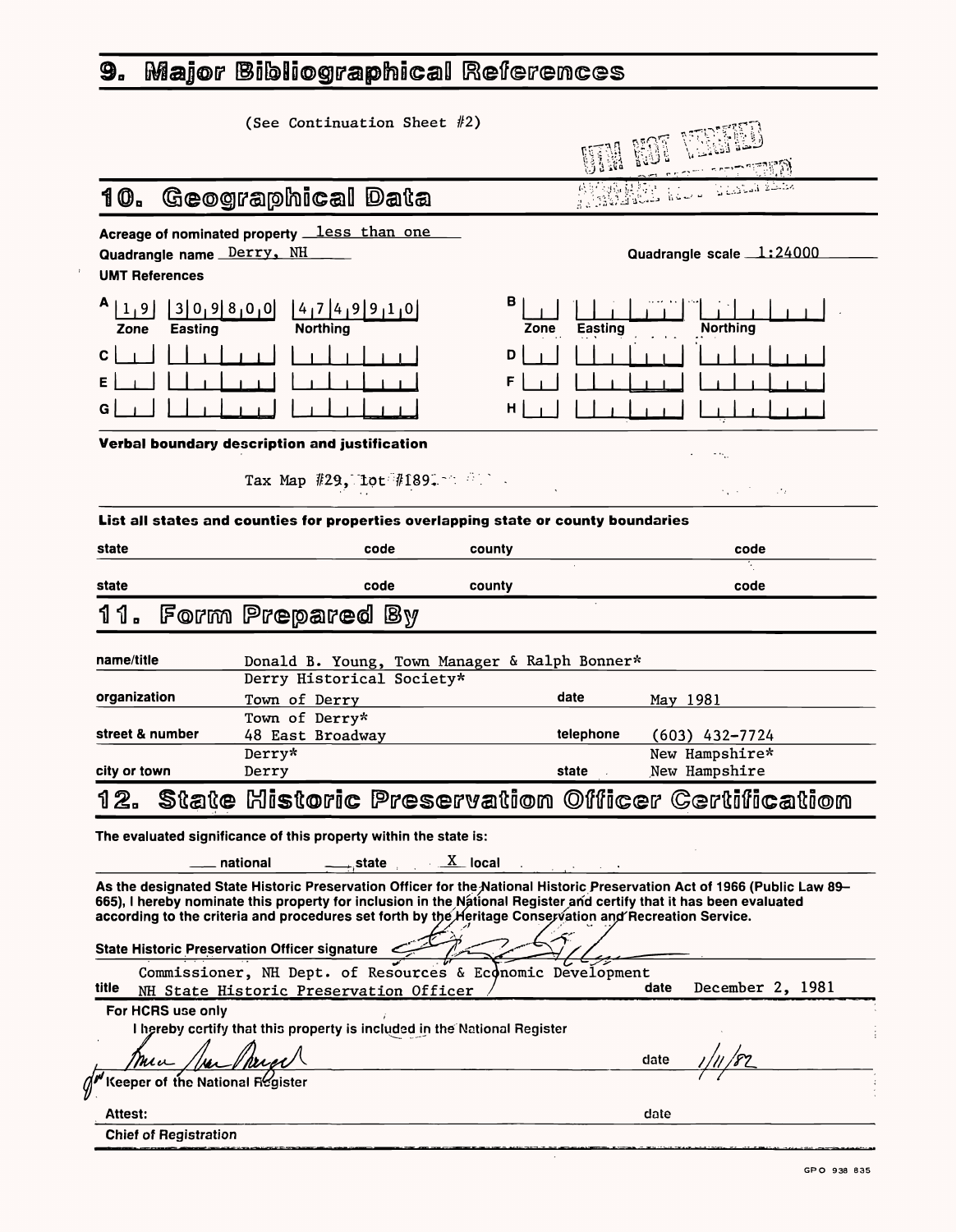## 9. Major Bibliographical References

(See Continuation Sheet #2)

UTM NOT VERIFIED
ACREAGE NOT VERIFIED

## 10. Geographical Data

Acreage of nominated property less than one

Quadrangle name Derry, NH

Quadrangle scale 1:24000

UMT References

| | Zone | Easting | Northing |
|---|---|---|---|
| A | 1 9 | 3 0 9 8 0 0 | 4 7 4 9 9 1 0 |
| B | | | |
| C | | | |
| D | | | |
| E | | | |
| F | | | |
| G | | | |
| H | | | |

**Verbal boundary description and justification**

Tax Map #29, lot #189.

**List all states and counties for properties overlapping state or county boundaries**

| state | code | county | code |
|---|---|---|---|
| | | | |
| | | | |

## 11. Form Prepared By

name/title Donald B. Young, Town Manager & Ralph Bonner*

organization Town of Derry / Derry Historical Society*

date May 1981

street & number 48 East Broadway / Town of Derry*

telephone (603) 432-7724

city or town Derry / Derry*

state New Hampshire / New Hampshire*

## 12. State Historic Preservation Officer Certification

The evaluated significance of this property within the state is:

\_\_\_ national \_\_\_ state X local

As the designated State Historic Preservation Officer for the National Historic Preservation Act of 1966 (Public Law 89–665), I hereby nominate this property for inclusion in the National Register and certify that it has been evaluated according to the criteria and procedures set forth by the Heritage Conservation and Recreation Service.

State Historic Preservation Officer signature [signature]

title Commissioner, NH Dept. of Resources & Economic Development, NH State Historic Preservation Officer

date December 2, 1981

For HCRS use only

I hereby certify that this property is included in the National Register

[signature] date 1/11/82

Keeper of the National Register

Attest: date

Chief of Registration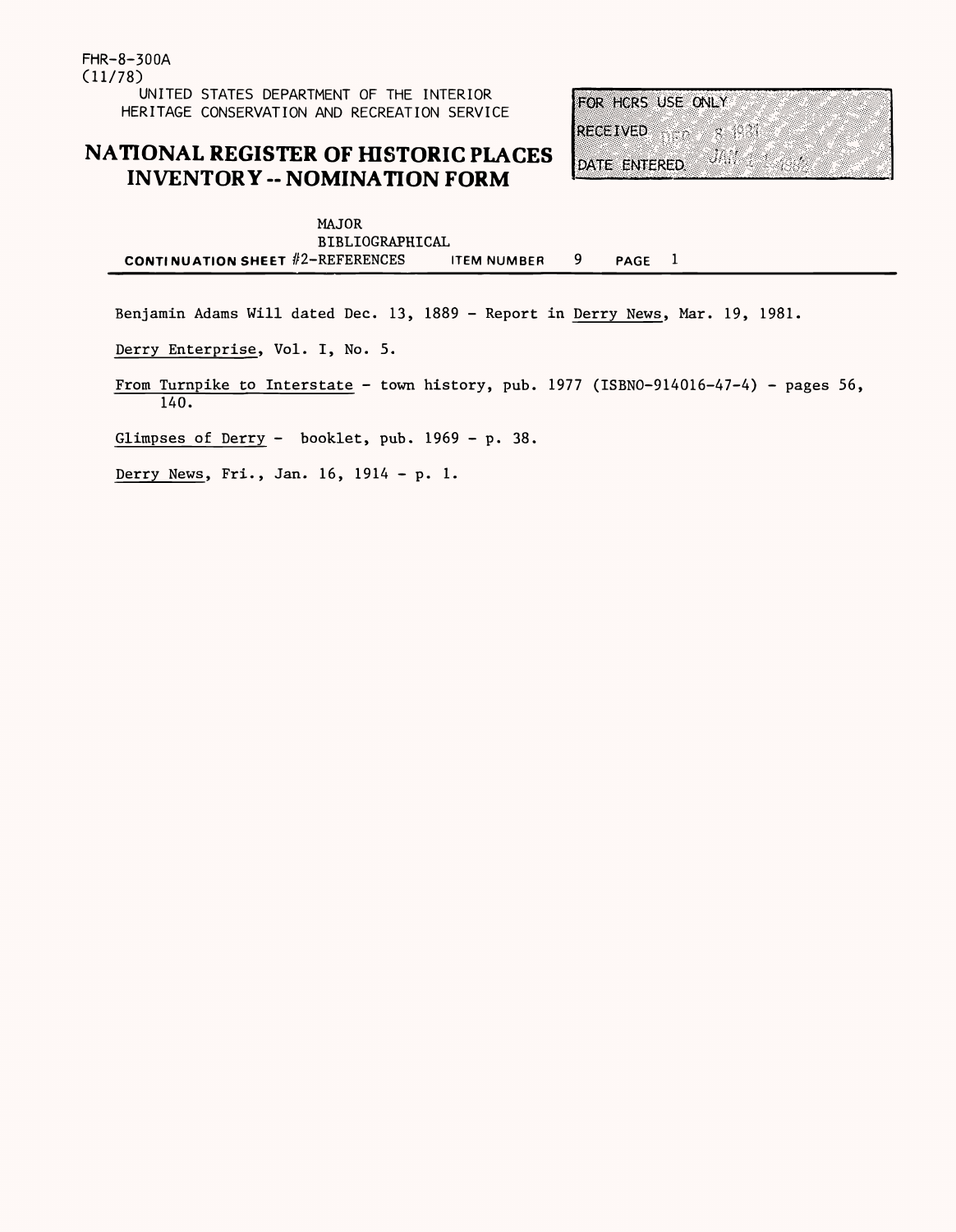FHR-8-300A
(11/78)

UNITED STATES DEPARTMENT OF THE INTERIOR
HERITAGE CONSERVATION AND RECREATION SERVICE

# NATIONAL REGISTER OF HISTORIC PLACES INVENTORY -- NOMINATION FORM

FOR HCRS USE ONLY

RECEIVED DEC 8 1981

DATE ENTERED JAN 21 1982

**CONTINUATION SHEET** #2-REFERENCES MAJOR BIBLIOGRAPHICAL **ITEM NUMBER** 9 **PAGE** 1

Benjamin Adams Will dated Dec. 13, 1889 - Report in Derry News, Mar. 19, 1981.

Derry Enterprise, Vol. I, No. 5.

From Turnpike to Interstate - town history, pub. 1977 (ISBNO-914016-47-4) - pages 56, 140.

Glimpses of Derry - booklet, pub. 1969 - p. 38.

Derry News, Fri., Jan. 16, 1914 - p. 1.